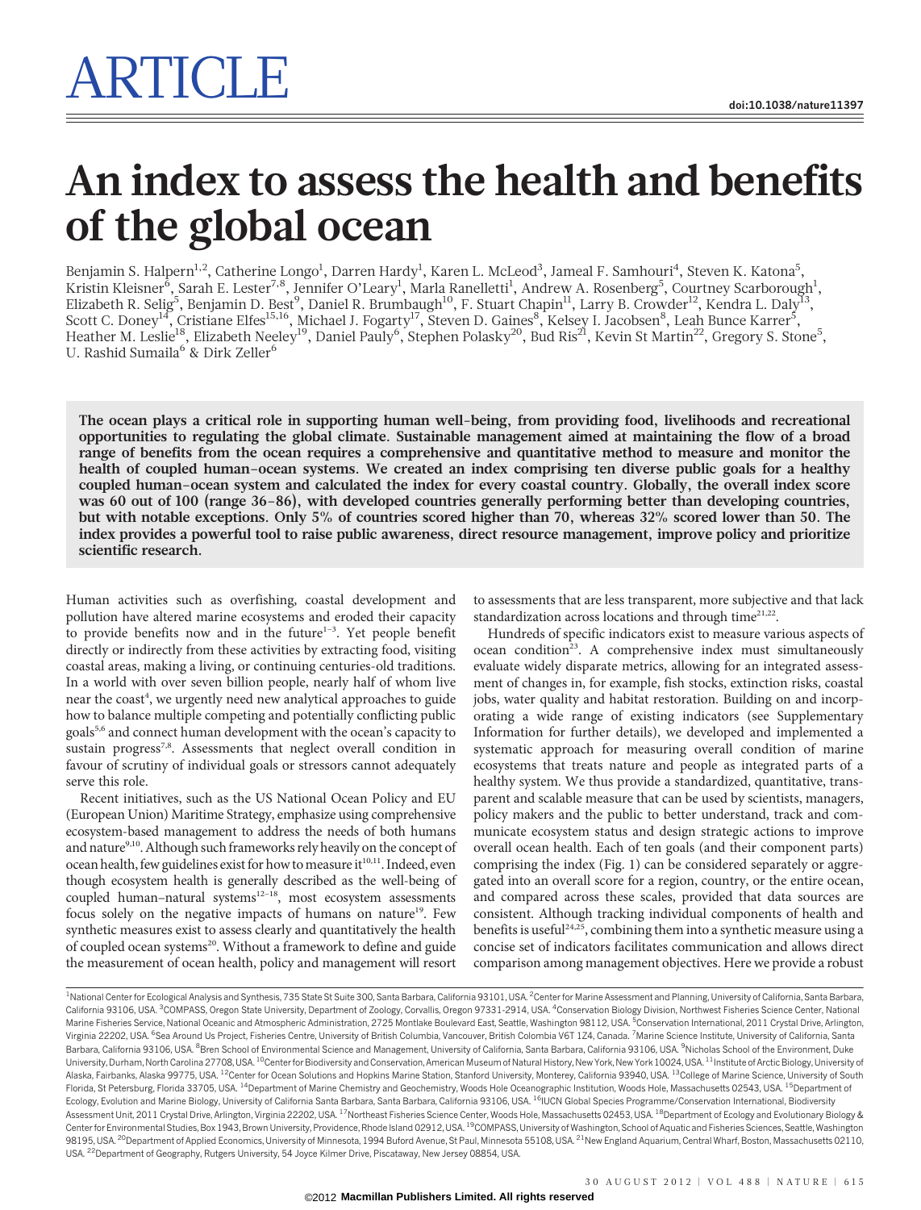# ARTICLE

doi:10.1038/nature11397

# An index to assess the health and benefits of the global ocean

Benjamin S. Halpern[1,2], Catherine Longo[1], Darren Hardy[1], Karen L. McLeod[3], Jameal F. Samhouri[4], Steven K. Katona[5], Kristin Kleisner[6], Sarah E. Lester[7,8], Jennifer O'Leary[1], Marla Ranelletti[1], Andrew A. Rosenberg[5], Courtney Scarborough[1], Elizabeth R. Selig[5], Benjamin D. Best[9], Daniel R. Brumbaugh[10], F. Stuart Chapin[11], Larry B. Crowder[12], Kendra L. Daly[13], Scott C. Doney[14], Cristiane Elfes[15,16], Michael J. Fogarty[17], Steven D. Gaines[8], Kelsey I. Jacobsen[8], Leah Bunce Karrer[5], Heather M. Leslie[18], Elizabeth Neeley[19], Daniel Pauly[6], Stephen Polasky[20], Bud Ris[21], Kevin St Martin[22], Gregory S. Stone[5], U. Rashid Sumaila[6] & Dirk Zeller[6]

**The ocean plays a critical role in supporting human well-being, from providing food, livelihoods and recreational opportunities to regulating the global climate. Sustainable management aimed at maintaining the flow of a broad range of benefits from the ocean requires a comprehensive and quantitative method to measure and monitor the health of coupled human–ocean systems. We created an index comprising ten diverse public goals for a healthy coupled human–ocean system and calculated the index for every coastal country. Globally, the overall index score was 60 out of 100 (range 36–86), with developed countries generally performing better than developing countries, but with notable exceptions. Only 5% of countries scored higher than 70, whereas 32% scored lower than 50. The index provides a powerful tool to raise public awareness, direct resource management, improve policy and prioritize scientific research.**

Human activities such as overfishing, coastal development and pollution have altered marine ecosystems and eroded their capacity to provide benefits now and in the future[1–3]. Yet people benefit directly or indirectly from these activities by extracting food, visiting coastal areas, making a living, or continuing centuries-old traditions. In a world with over seven billion people, nearly half of whom live near the coast[4], we urgently need new analytical approaches to guide how to balance multiple competing and potentially conflicting public goals[5,6] and connect human development with the ocean's capacity to sustain progress[7,8]. Assessments that neglect overall condition in favour of scrutiny of individual goals or stressors cannot adequately serve this role.

Recent initiatives, such as the US National Ocean Policy and EU (European Union) Maritime Strategy, emphasize using comprehensive ecosystem-based management to address the needs of both humans and nature[9,10]. Although such frameworks rely heavily on the concept of ocean health, few guidelines exist for how to measure it[10,11]. Indeed, even though ecosystem health is generally described as the well-being of coupled human–natural systems[12–18], most ecosystem assessments focus solely on the negative impacts of humans on nature[19]. Few synthetic measures exist to assess clearly and quantitatively the health of coupled ocean systems[20]. Without a framework to define and guide the measurement of ocean health, policy and management will resort to assessments that are less transparent, more subjective and that lack standardization across locations and through time[21,22].

Hundreds of specific indicators exist to measure various aspects of ocean condition[23]. A comprehensive index must simultaneously evaluate widely disparate metrics, allowing for an integrated assessment of changes in, for example, fish stocks, extinction risks, coastal jobs, water quality and habitat restoration. Building on and incorporating a wide range of existing indicators (see Supplementary Information for further details), we developed and implemented a systematic approach for measuring overall condition of marine ecosystems that treats nature and people as integrated parts of a healthy system. We thus provide a standardized, quantitative, transparent and scalable measure that can be used by scientists, managers, policy makers and the public to better understand, track and communicate ecosystem status and design strategic actions to improve overall ocean health. Each of ten goals (and their component parts) comprising the index (Fig. 1) can be considered separately or aggregated into an overall score for a region, country, or the entire ocean, and compared across these scales, provided that data sources are consistent. Although tracking individual components of health and benefits is useful[24,25], combining them into a synthetic measure using a concise set of indicators facilitates communication and allows direct comparison among management objectives. Here we provide a robust

[1]National Center for Ecological Analysis and Synthesis, 735 State St Suite 300, Santa Barbara, California 93101, USA. [2]Center for Marine Assessment and Planning, University of California, Santa Barbara, California 93106, USA. [3]COMPASS, Oregon State University, Department of Zoology, Corvallis, Oregon 97331-2914, USA. [4]Conservation Biology Division, Northwest Fisheries Science Center, National Marine Fisheries Service, National Oceanic and Atmospheric Administration, 2725 Montlake Boulevard East, Seattle, Washington 98112, USA. [5]Conservation International, 2011 Crystal Drive, Arlington, Virginia 22202, USA. [6]Sea Around Us Project, Fisheries Centre, University of British Columbia, Vancouver, British Colombia V6T 1Z4, Canada. [7]Marine Science Institute, University of California, Santa Barbara, California 93106, USA. [8]Bren School of Environmental Science and Management, University of California, Santa Barbara, California 93106, USA. [9]Nicholas School of the Environment, Duke University, Durham, North Carolina 27708, USA. [10]Center for Biodiversity and Conservation, American Museum of Natural History, New York, New York 10024, USA. [11]Institute of Arctic Biology, University of Alaska, Fairbanks, Alaska 99775, USA. [12]Center for Ocean Solutions and Hopkins Marine Station, Stanford University, Monterey, California 93940, USA. [13]College of Marine Science, University of South Florida, St Petersburg, Florida 33705, USA. [14]Department of Marine Chemistry and Geochemistry, Woods Hole Oceanographic Institution, Woods Hole, Massachusetts 02543, USA. [15]Department of Ecology, Evolution and Marine Biology, University of California Santa Barbara, Santa Barbara, California 93106, USA. [16]IUCN Global Species Programme/Conservation International, Biodiversity Assessment Unit, 2011 Crystal Drive, Arlington, Virginia 22202, USA. [17]Northeast Fisheries Science Center, Woods Hole, Massachusetts 02453, USA. [18]Department of Ecology and Evolutionary Biology & Center for Environmental Studies, Box 1943, Brown University, Providence, Rhode Island 02912, USA. [19]COMPASS, University of Washington, School of Aquatic and Fisheries Sciences, Seattle, Washington 98195, USA. [20]Department of Applied Economics, University of Minnesota, 1994 Buford Avenue, St Paul, Minnesota 55108, USA. [21]New England Aquarium, Central Wharf, Boston, Massachusetts 02110, USA. [22]Department of Geography, Rutgers University, 54 Joyce Kilmer Drive, Piscataway, New Jersey 08854, USA.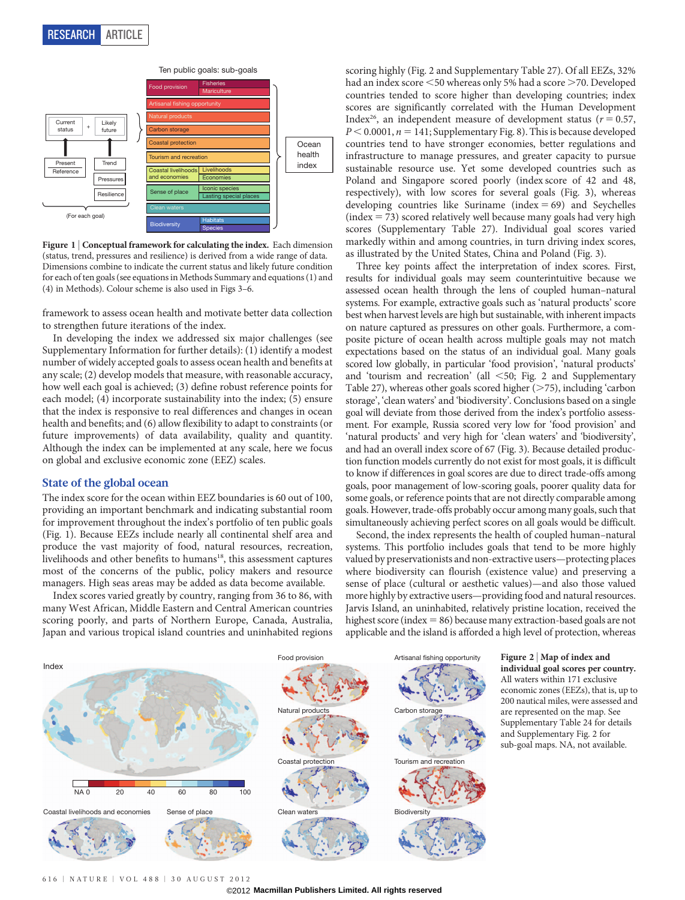Figure 1 | Conceptual framework for calculating the index. Each dimension (status, trend, pressures and resilience) is derived from a wide range of data. Dimensions combine to indicate the current status and likely future condition for each of ten goals (see equations in Methods Summary and equations (1) and (4) in Methods). Colour scheme is also used in Figs 3–6.

framework to assess ocean health and motivate better data collection to strengthen future iterations of the index.

In developing the index we addressed six major challenges (see Supplementary Information for further details): (1) identify a modest number of widely accepted goals to assess ocean health and benefits at any scale; (2) develop models that measure, with reasonable accuracy, how well each goal is achieved; (3) define robust reference points for each model; (4) incorporate sustainability into the index; (5) ensure that the index is responsive to real differences and changes in ocean health and benefits; and (6) allow flexibility to adapt to constraints (or future improvements) of data availability, quality and quantity. Although the index can be implemented at any scale, here we focus on global and exclusive economic zone (EEZ) scales.

## State of the global ocean

The index score for the ocean within EEZ boundaries is 60 out of 100, providing an important benchmark and indicating substantial room for improvement throughout the index's portfolio of ten public goals (Fig. 1). Because EEZs include nearly all continental shelf area and produce the vast majority of food, natural resources, recreation, livelihoods and other benefits to humans[18], this assessment captures most of the concerns of the public, policy makers and resource managers. High seas areas may be added as data become available.

Index scores varied greatly by country, ranging from 36 to 86, with many West African, Middle Eastern and Central American countries scoring poorly, and parts of Northern Europe, Canada, Australia, Japan and various tropical island countries and uninhabited regions scoring highly (Fig. 2 and Supplementary Table 27). Of all EEZs, 32% had an index score <50 whereas only 5% had a score >70. Developed countries tended to score higher than developing countries; index scores are significantly correlated with the Human Development Index[26], an independent measure of development status ($r = 0.57$, $P < 0.0001$, $n = 141$; Supplementary Fig. 8). This is because developed countries tend to have stronger economies, better regulations and infrastructure to manage pressures, and greater capacity to pursue sustainable resource use. Yet some developed countries such as Poland and Singapore scored poorly (index score of 42 and 48, respectively), with low scores for several goals (Fig. 3), whereas developing countries like Suriname (index = 69) and Seychelles (index = 73) scored relatively well because many goals had very high scores (Supplementary Table 27). Individual goal scores varied markedly within and among countries, in turn driving index scores, as illustrated by the United States, China and Poland (Fig. 3).

Three key points affect the interpretation of index scores. First, results for individual goals may seem counterintuitive because we assessed ocean health through the lens of coupled human–natural systems. For example, extractive goals such as 'natural products' score best when harvest levels are high but sustainable, with inherent impacts on nature captured as pressures on other goals. Furthermore, a composite picture of ocean health across multiple goals may not match expectations based on the status of an individual goal. Many goals scored low globally, in particular 'food provision', 'natural products' and 'tourism and recreation' (all <50; Fig. 2 and Supplementary Table 27), whereas other goals scored higher (>75), including 'carbon storage', 'clean waters' and 'biodiversity'. Conclusions based on a single goal will deviate from those derived from the index's portfolio assessment. For example, Russia scored very low for 'food provision' and 'natural products' and very high for 'clean waters' and 'biodiversity', and had an overall index score of 67 (Fig. 3). Because detailed production function models currently do not exist for most goals, it is difficult to know if differences in goal scores are due to direct trade-offs among goals, poor management of low-scoring goals, poorer quality data for some goals, or reference points that are not directly comparable among goals. However, trade-offs probably occur among many goals, such that simultaneously achieving perfect scores on all goals would be difficult.

Second, the index represents the health of coupled human–natural systems. This portfolio includes goals that tend to be more highly valued by preservationists and non-extractive users—protecting places where biodiversity can flourish (existence value) and preserving a sense of place (cultural or aesthetic values)—and also those valued more highly by extractive users—providing food and natural resources. Jarvis Island, an uninhabited, relatively pristine location, received the highest score (index = 86) because many extraction-based goals are not applicable and the island is afforded a high level of protection, whereas

Figure 2 | Map of index and individual goal scores per country. All waters within 171 exclusive economic zones (EEZs), that is, up to 200 nautical miles, were assessed and are represented on the map. See Supplementary Table 24 for details and Supplementary Fig. 2 for sub-goal maps. NA, not available.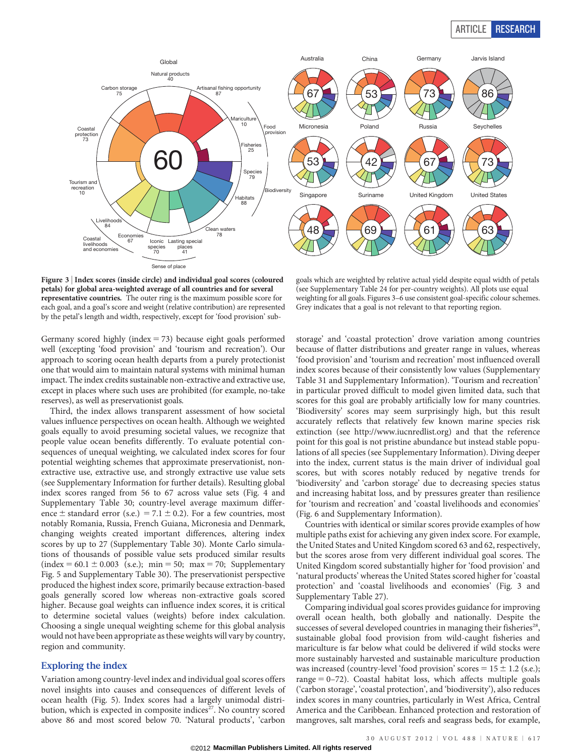**Figure 3 | Index scores (inside circle) and individual goal scores (coloured petals) for global area-weighted average of all countries and for several representative countries.** The outer ring is the maximum possible score for each goal, and a goal's score and weight (relative contribution) are represented by the petal's length and width, respectively, except for 'food provision' sub-goals which are weighted by relative actual yield despite equal width of petals (see Supplementary Table 24 for per-country weights). All plots use equal weighting for all goals. Figures 3–6 use consistent goal-specific colour schemes. Grey indicates that a goal is not relevant to that reporting region.

Germany scored highly (index = 73) because eight goals performed well (excepting 'food provision' and 'tourism and recreation'). Our approach to scoring ocean health departs from a purely protectionist one that would aim to maintain natural systems with minimal human impact. The index credits sustainable non-extractive and extractive use, except in places where such uses are prohibited (for example, no-take reserves), as well as preservationist goals.

Third, the index allows transparent assessment of how societal values influence perspectives on ocean health. Although we weighted goals equally to avoid presuming societal values, we recognize that people value ocean benefits differently. To evaluate potential consequences of unequal weighting, we calculated index scores for four potential weighting schemes that approximate preservationist, non-extractive use, extractive use, and strongly extractive use value sets (see Supplementary Information for further details). Resulting global index scores ranged from 56 to 67 across value sets (Fig. 4 and Supplementary Table 30; country-level average maximum difference ± standard error (s.e.) = 7.1 ± 0.2). For a few countries, most notably Romania, Russia, French Guiana, Micronesia and Denmark, changing weights created important differences, altering index scores by up to 27 (Supplementary Table 30). Monte Carlo simulations of thousands of possible value sets produced similar results (index = 60.1 ± 0.003 (s.e.); min = 50; max = 70; Supplementary Fig. 5 and Supplementary Table 30). The preservationist perspective produced the highest index score, primarily because extraction-based goals generally scored low whereas non-extractive goals scored higher. Because goal weights can influence index scores, it is critical to determine societal values (weights) before index calculation. Choosing a single unequal weighting scheme for this global analysis would not have been appropriate as these weights will vary by country, region and community.

## Exploring the index

Variation among country-level index and individual goal scores offers novel insights into causes and consequences of different levels of ocean health (Fig. 5). Index scores had a largely unimodal distribution, which is expected in composite indices[27]. No country scored above 86 and most scored below 70. 'Natural products', 'carbon storage' and 'coastal protection' drove variation among countries because of flatter distributions and greater range in values, whereas 'food provision' and 'tourism and recreation' most influenced overall index scores because of their consistently low values (Supplementary Table 31 and Supplementary Information). 'Tourism and recreation' in particular proved difficult to model given limited data, such that scores for this goal are probably artificially low for many countries. 'Biodiversity' scores may seem surprisingly high, but this result accurately reflects that relatively few known marine species risk extinction (see http://www.iucnredlist.org) and that the reference point for this goal is not pristine abundance but instead stable populations of all species (see Supplementary Information). Diving deeper into the index, current status is the main driver of individual goal scores, but with scores notably reduced by negative trends for 'biodiversity' and 'carbon storage' due to decreasing species status and increasing habitat loss, and by pressures greater than resilience for 'tourism and recreation' and 'coastal livelihoods and economies' (Fig. 6 and Supplementary Information).

Countries with identical or similar scores provide examples of how multiple paths exist for achieving any given index score. For example, the United States and United Kingdom scored 63 and 62, respectively, but the scores arose from very different individual goal scores. The United Kingdom scored substantially higher for 'food provision' and 'natural products' whereas the United States scored higher for 'coastal protection' and 'coastal livelihoods and economies' (Fig. 3 and Supplementary Table 27).

Comparing individual goal scores provides guidance for improving overall ocean health, both globally and nationally. Despite the successes of several developed countries in managing their fisheries[28], sustainable global food provision from wild-caught fisheries and mariculture is far below what could be delivered if wild stocks were more sustainably harvested and sustainable mariculture production was increased (country-level 'food provision' scores = 15 ± 1.2 (s.e.); range = 0–72). Coastal habitat loss, which affects multiple goals ('carbon storage', 'coastal protection', and 'biodiversity'), also reduces index scores in many countries, particularly in West Africa, Central America and the Caribbean. Enhanced protection and restoration of mangroves, salt marshes, coral reefs and seagrass beds, for example,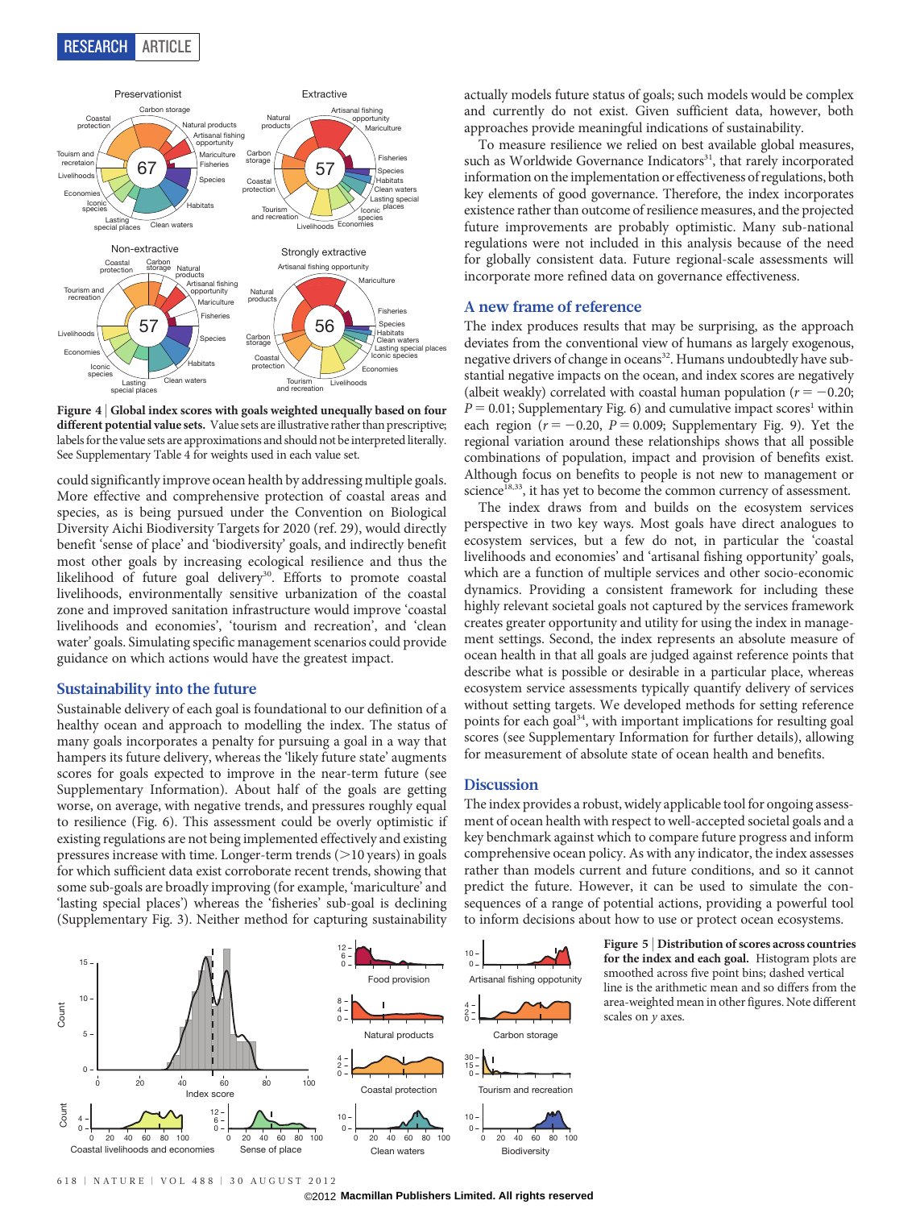**Figure 4 | Global index scores with goals weighted unequally based on four different potential value sets.** Value sets are illustrative rather than prescriptive; labels for the value sets are approximations and should not be interpreted literally. See Supplementary Table 4 for weights used in each value set.

could significantly improve ocean health by addressing multiple goals. More effective and comprehensive protection of coastal areas and species, as is being pursued under the Convention on Biological Diversity Aichi Biodiversity Targets for 2020 (ref. 29), would directly benefit 'sense of place' and 'biodiversity' goals, and indirectly benefit most other goals by increasing ecological resilience and thus the likelihood of future goal delivery[30]. Efforts to promote coastal livelihoods, environmentally sensitive urbanization of the coastal zone and improved sanitation infrastructure would improve 'coastal livelihoods and economies', 'tourism and recreation', and 'clean water' goals. Simulating specific management scenarios could provide guidance on which actions would have the greatest impact.

## Sustainability into the future

Sustainable delivery of each goal is foundational to our definition of a healthy ocean and approach to modelling the index. The status of many goals incorporates a penalty for pursuing a goal in a way that hampers its future delivery, whereas the 'likely future state' augments scores for goals expected to improve in the near-term future (see Supplementary Information). About half of the goals are getting worse, on average, with negative trends, and pressures roughly equal to resilience (Fig. 6). This assessment could be overly optimistic if existing regulations are not being implemented effectively and existing pressures increase with time. Longer-term trends (>10 years) in goals for which sufficient data exist corroborate recent trends, showing that some sub-goals are broadly improving (for example, 'mariculture' and 'lasting special places') whereas the 'fisheries' sub-goal is declining (Supplementary Fig. 3). Neither method for capturing sustainability actually models future status of goals; such models would be complex and currently do not exist. Given sufficient data, however, both approaches provide meaningful indications of sustainability.

To measure resilience we relied on best available global measures, such as Worldwide Governance Indicators[31], that rarely incorporated information on the implementation or effectiveness of regulations, both key elements of good governance. Therefore, the index incorporates existence rather than outcome of resilience measures, and the projected future improvements are probably optimistic. Many sub-national regulations were not included in this analysis because of the need for globally consistent data. Future regional-scale assessments will incorporate more refined data on governance effectiveness.

## A new frame of reference

The index produces results that may be surprising, as the approach deviates from the conventional view of humans as largely exogenous, negative drivers of change in oceans[32]. Humans undoubtedly have substantial negative impacts on the ocean, and index scores are negatively (albeit weakly) correlated with coastal human population ($r = -0.20$; $P = 0.01$; Supplementary Fig. 6) and cumulative impact scores[1] within each region ($r = -0.20$, $P = 0.009$; Supplementary Fig. 9). Yet the regional variation around these relationships shows that all possible combinations of population, impact and provision of benefits exist. Although focus on benefits to people is not new to management or science[18,33], it has yet to become the common currency of assessment.

The index draws from and builds on the ecosystem services perspective in two key ways. Most goals have direct analogues to ecosystem services, but a few do not, in particular the 'coastal livelihoods and economies' and 'artisanal fishing opportunity' goals, which are a function of multiple services and other socio-economic dynamics. Providing a consistent framework for including these highly relevant societal goals not captured by the services framework creates greater opportunity and utility for using the index in management settings. Second, the index represents an absolute measure of ocean health in that all goals are judged against reference points that describe what is possible or desirable in a particular place, whereas ecosystem service assessments typically quantify delivery of services without setting targets. We developed methods for setting reference points for each goal[34], with important implications for resulting goal scores (see Supplementary Information for further details), allowing for measurement of absolute state of ocean health and benefits.

## Discussion

The index provides a robust, widely applicable tool for ongoing assessment of ocean health with respect to well-accepted societal goals and a key benchmark against which to compare future progress and inform comprehensive ocean policy. As with any indicator, the index assesses rather than models current and future conditions, and so it cannot predict the future. However, it can be used to simulate the consequences of a range of potential actions, providing a powerful tool to inform decisions about how to use or protect ocean ecosystems.

**Figure 5 | Distribution of scores across countries for the index and each goal.** Histogram plots are smoothed across five point bins; dashed vertical line is the arithmetic mean and so differs from the area-weighted mean in other figures. Note different scales on *y* axes.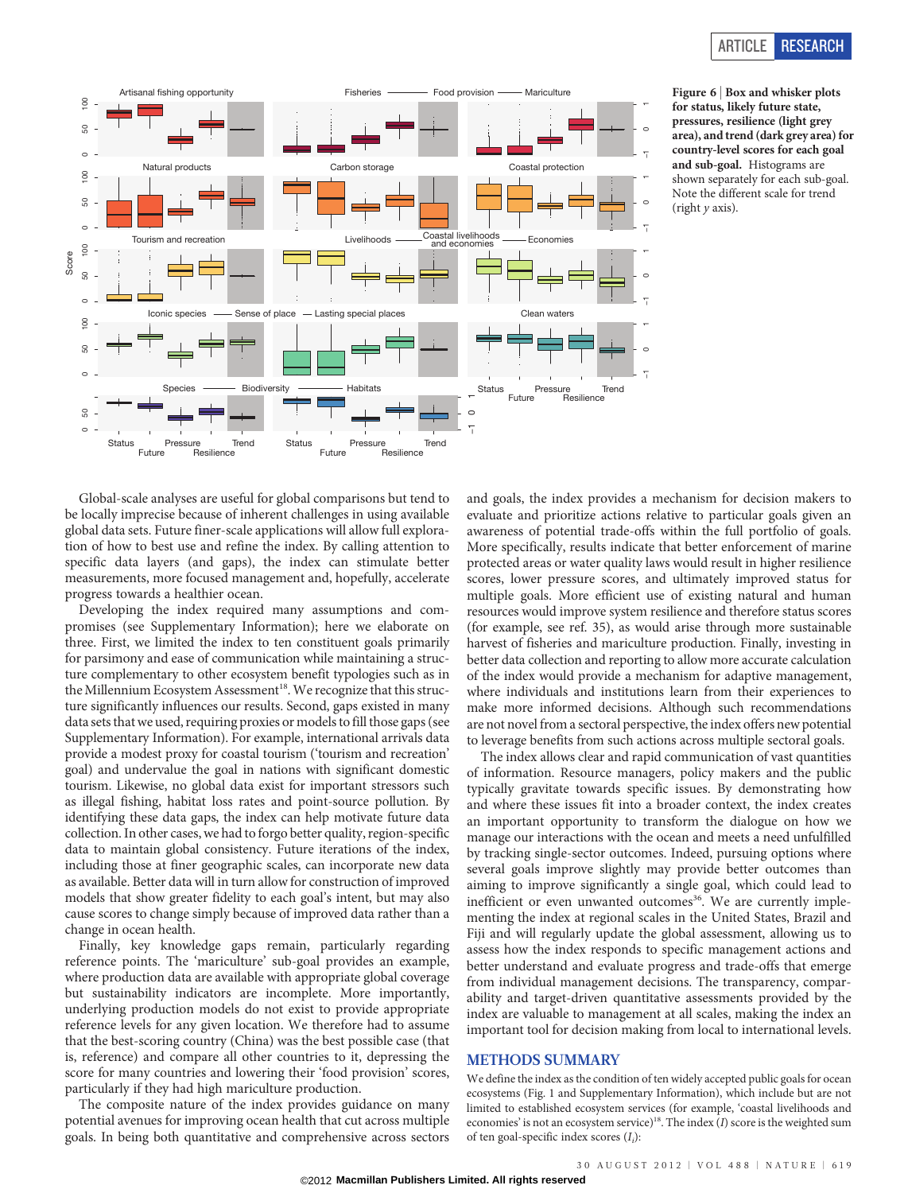**Figure 6 | Box and whisker plots for status, likely future state, pressures, resilience (light grey area), and trend (dark grey area) for country-level scores for each goal and sub-goal.** Histograms are shown separately for each sub-goal. Note the different scale for trend (right $y$ axis).

Global-scale analyses are useful for global comparisons but tend to be locally imprecise because of inherent challenges in using available global data sets. Future finer-scale applications will allow full exploration of how to best use and refine the index. By calling attention to specific data layers (and gaps), the index can stimulate better measurements, more focused management and, hopefully, accelerate progress towards a healthier ocean.

Developing the index required many assumptions and compromises (see Supplementary Information); here we elaborate on three. First, we limited the index to ten constituent goals primarily for parsimony and ease of communication while maintaining a structure complementary to other ecosystem benefit typologies such as in the Millennium Ecosystem Assessment[18]. We recognize that this structure significantly influences our results. Second, gaps existed in many data sets that we used, requiring proxies or models to fill those gaps (see Supplementary Information). For example, international arrivals data provide a modest proxy for coastal tourism ('tourism and recreation' goal) and undervalue the goal in nations with significant domestic tourism. Likewise, no global data exist for important stressors such as illegal fishing, habitat loss rates and point-source pollution. By identifying these data gaps, the index can help motivate future data collection. In other cases, we had to forgo better quality, region-specific data to maintain global consistency. Future iterations of the index, including those at finer geographic scales, can incorporate new data as available. Better data will in turn allow for construction of improved models that show greater fidelity to each goal's intent, but may also cause scores to change simply because of improved data rather than a change in ocean health.

Finally, key knowledge gaps remain, particularly regarding reference points. The 'mariculture' sub-goal provides an example, where production data are available with appropriate global coverage but sustainability indicators are incomplete. More importantly, underlying production models do not exist to provide appropriate reference levels for any given location. We therefore had to assume that the best-scoring country (China) was the best possible case (that is, reference) and compare all other countries to it, depressing the score for many countries and lowering their 'food provision' scores, particularly if they had high mariculture production.

The composite nature of the index provides guidance on many potential avenues for improving ocean health that cut across multiple goals. In being both quantitative and comprehensive across sectors and goals, the index provides a mechanism for decision makers to evaluate and prioritize actions relative to particular goals given an awareness of potential trade-offs within the full portfolio of goals. More specifically, results indicate that better enforcement of marine protected areas or water quality laws would result in higher resilience scores, lower pressure scores, and ultimately improved status for multiple goals. More efficient use of existing natural and human resources would improve system resilience and therefore status scores (for example, see ref. 35), as would arise through more sustainable harvest of fisheries and mariculture production. Finally, investing in better data collection and reporting to allow more accurate calculation of the index would provide a mechanism for adaptive management, where individuals and institutions learn from their experiences to make more informed decisions. Although such recommendations are not novel from a sectoral perspective, the index offers new potential to leverage benefits from such actions across multiple sectoral goals.

The index allows clear and rapid communication of vast quantities of information. Resource managers, policy makers and the public typically gravitate towards specific issues. By demonstrating how and where these issues fit into a broader context, the index creates an important opportunity to transform the dialogue on how we manage our interactions with the ocean and meets a need unfulfilled by tracking single-sector outcomes. Indeed, pursuing options where several goals improve slightly may provide better outcomes than aiming to improve significantly a single goal, which could lead to inefficient or even unwanted outcomes[36]. We are currently implementing the index at regional scales in the United States, Brazil and Fiji and will regularly update the global assessment, allowing us to assess how the index responds to specific management actions and better understand and evaluate progress and trade-offs that emerge from individual management decisions. The transparency, comparability and target-driven quantitative assessments provided by the index are valuable to management at all scales, making the index an important tool for decision making from local to international levels.

## METHODS SUMMARY

We define the index as the condition of ten widely accepted public goals for ocean ecosystems (Fig. 1 and Supplementary Information), which include but are not limited to established ecosystem services (for example, 'coastal livelihoods and economies' is not an ecosystem service)[18]. The index ($I$) score is the weighted sum of ten goal-specific index scores ($I_i$):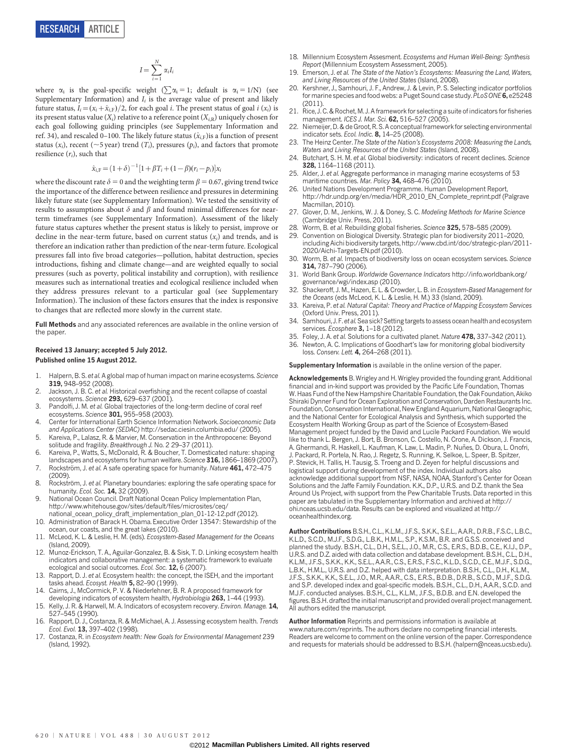$$I = \sum_{i=1}^{N} \alpha_i I_i$$

where $\alpha_i$ is the goal-specific weight ($\sum \alpha_i = 1$; default is $\alpha_i = 1/N$) (see Supplementary Information) and $I_i$ is the average value of present and likely future status, $I_i = (x_i + \hat{x}_{i,F})/2$, for each goal $i$. The present status of goal $i$ ($x_i$) is its present status value ($X_i$) relative to a reference point ($X_{i,R}$) uniquely chosen for each goal following guiding principles (see Supplementary Information and ref. 34), and rescaled 0–100. The likely future status ($\hat{x}_{i,F}$) is a function of present status ($x_i$), recent (~5 year) trend ($T_i$), pressures ($p_i$), and factors that promote resilience ($r_i$), such that

$$\hat{x}_{i,F} = (1+\delta)^{-1}[1 + \beta T_i + (1-\beta)(r_i - p_i)]x_i$$

where the discount rate $\delta = 0$ and the weighting term $\beta = 0.67$, giving trend twice the importance of the difference between resilience and pressures in determining likely future state (see Supplementary Information). We tested the sensitivity of results to assumptions about $\delta$ and $\beta$ and found minimal differences for near-term timeframes (see Supplementary Information). Assessment of the likely future status captures whether the present status is likely to persist, improve or decline in the near-term future, based on current status ($x_i$) and trends, and is therefore an indication rather than prediction of the near-term future. Ecological pressures fall into five broad categories—pollution, habitat destruction, species introductions, fishing and climate change—and are weighted equally to social pressures (such as poverty, political instability and corruption), with resilience measures such as international treaties and ecological resilience included when they address pressures relevant to a particular goal (see Supplementary Information). The inclusion of these factors ensures that the index is responsive to changes that are reflected more slowly in the current state.

**Full Methods** and any associated references are available in the online version of the paper.

**Received 13 January; accepted 5 July 2012.**
**Published online 15 August 2012.**

1. Halpern, B. S. *et al.* A global map of human impact on marine ecosystems. *Science* **319,** 948–952 (2008).
2. Jackson, J. B. C. *et al.* Historical overfishing and the recent collapse of coastal ecosystems. *Science* **293,** 629–637 (2001).
3. Pandolfi, J. M. *et al.* Global trajectories of the long-term decline of coral reef ecosystems. *Science* **301,** 955–958 (2003).
4. Center for International Earth Science Information Network. *Socioeconomic Data and Applications Center (SEDAC)* http://sedac.ciesin.columbia.edu/ (2005).
5. Kareiva, P., Lalasz, R. & Marvier, M. Conservation in the Anthropocene: Beyond solitude and fragility. *Breakthrough J.* No. 2 29–37 (2011).
6. Kareiva, P., Watts, S., McDonald, R. & Boucher, T. Domesticated nature: shaping landscapes and ecosystems for human welfare. *Science* **316,** 1866–1869 (2007).
7. Rockström, J. *et al.* A safe operating space for humanity. *Nature* **461,** 472–475 (2009).
8. Rockström, J. *et al.* Planetary boundaries: exploring the safe operating space for humanity. *Ecol. Soc.* **14,** 32 (2009).
9. National Ocean Council. Draft National Ocean Policy Implementation Plan, http://www.whitehouse.gov/sites/default/files/microsites/ceq/national_ocean_policy_draft_implementation_plan_01-12-12.pdf (2012).
10. Administration of Barack H. Obama. Executive Order 13547: Stewardship of the ocean, our coasts, and the great lakes (2010).
11. McLeod, K. L. & Leslie, H. M. (eds). *Ecosystem-Based Management for the Oceans* (Island, 2009).
12. Munoz-Erickson, T. A., Aguilar-Gonzalez, B. & Sisk, T. D. Linking ecosystem health indicators and collaborative management: a systematic framework to evaluate ecological and social outcomes. *Ecol. Soc.* **12,** 6 (2007).
13. Rapport, D. J. *et al.* Ecosystem health: the concept, the ISEH, and the important tasks ahead. *Ecosyst. Health* **5,** 82–90 (1999).
14. Cairns, J., McCormick, P. V. & Niederlehner, B. R. A proposed framework for developing indicators of ecosystem health, *Hydrobiologia* **263,** 1–44 (1993).
15. Kelly, J. R. & Harwell, M. A. Indicators of ecosystem recovery. *Environ. Manage.* **14,** 527–545 (1990).
16. Rapport, D. J., Costanza, R. & McMichael, A. J. Assessing ecosystem health. *Trends Ecol. Evol.* **13,** 397–402 (1998).
17. Costanza, R. in *Ecosystem health: New Goals for Environmental Management* 239 (Island, 1992).
18. Millennium Ecosystem Assesment. *Ecosystems and Human Well-Being: Synthesis Report* (Millennium Ecosystem Assessment, 2005).
19. Emerson, J. *et al. The State of the Nation's Ecosystems: Measuring the Land, Waters, and Living Resources of the United States* (Island, 2008).
20. Kershner, J., Samhouri, J. F., Andrew, J. & Levin, P. S. Selecting indicator portfolios for marine species and food webs: a Puget Sound case study. *PLoS ONE* **6,** e25248 (2011).
21. Rice, J. C. & Rochet, M. J. A framework for selecting a suite of indicators for fisheries management. *ICES J. Mar. Sci.* **62,** 516–527 (2005).
22. Niemeijer, D. & de Groot, R. S. A conceptual framework for selecting environmental indicator sets. *Ecol. Indic.* **8,** 14–25 (2008).
23. The Heinz Center. *The State of the Nation's Ecosystems 2008: Measuring the Lands, Waters and Living Resources of the United States* (Island, 2008).
24. Butchart, S. H. M. *et al.* Global biodiversity: indicators of recent declines. *Science* **328,** 1164–1168 (2011).
25. Alder, J. *et al.* Aggregate performance in managing marine ecosystems of 53 maritime countries. *Mar. Policy* **34,** 468–476 (2010).
26. United Nations Development Programme. Human Development Report, http://hdr.undp.org/en/media/HDR_2010_EN_Complete_reprint.pdf (Palgrave Macmillan, 2010).
27. Glover, D. M., Jenkins, W. J. & Doney, S. C. *Modeling Methods for Marine Science* (Cambridge Univ. Press, 2011).
28. Worm, B. *et al.* Rebuilding global fisheries. *Science* **325,** 578–585 (2009).
29. Convention on Biological Diversity. Strategic plan for biodiversity 2011–2020, including Aichi biodiversity targets, http://www.cbd.int/doc/strategic-plan/2011-2020/Aichi-Targets-EN.pdf (2010).
30. Worm, B. *et al.* Impacts of biodiversity loss on ocean ecosystem services. *Science* **314,** 787–790 (2006).
31. World Bank Group. *Worldwide Governance Indicators* http://info.worldbank.org/governance/wgi/index.asp (2010).
32. Shackeroff, J. M., Hazen, E. L. & Crowder, L. B. in *Ecosystem-Based Management for the Oceans* (eds McLeod, K. L. & Leslie, H. M.) 33 (Island, 2009).
33. Kareiva, P. *et al. Natural Capital: Theory and Practice of Mapping Ecosystem Services* (Oxford Univ. Press, 2011).
34. Samhouri, J. F. *et al.* Sea sick? Setting targets to assess ocean health and ecosystem services. *Ecosphere* **3,** 1–18 (2012).
35. Foley, J. A. *et al.* Solutions for a cultivated planet. *Nature* **478,** 337–342 (2011).
36. Newton, A. C. Implications of Goodhart's law for monitoring global biodiversity loss. *Conserv. Lett.* **4,** 264–268 (2011).

**Supplementary Information** is available in the online version of the paper.

**Acknowledgements** B. Wrigley and H. Wrigley provided the founding grant. Additional financial and in-kind support was provided by the Pacific Life Foundation, Thomas W. Haas Fund of the New Hampshire Charitable Foundation, the Oak Foundation, Akiko Shiraki Dynner Fund for Ocean Exploration and Conservation, Darden Restaurants Inc. Foundation, Conservation International, New England Aquarium, National Geographic, and the National Center for Ecological Analysis and Synthesis, which supported the Ecosystem Health Working Group as part of the Science of Ecosystem-Based Management project funded by the David and Lucile Packard Foundation. We would like to thank L. Bergen, J. Bort, B. Bronson, C. Costello, N. Crone, A. Dickson, J. Francis, A. Ghermandi, R. Haskell, L. Kaufman, K. Law, L. Madin, P. Nuñes, D. Obura, L. Onofri, J. Packard, R. Portela, N. Rao, J. Regetz, S. Running, K. Selkoe, L. Speer, B. Spitzer, P. Stevick, H. Tallis, H. Tausig, S. Troeng and D. Zeyen for helpful discussions and logistical support during development of the index. Individual authors also acknowledge additional support from NSF, NASA, NOAA, Stanford's Center for Ocean Solutions and the Jaffe Family Foundation. K.K., D.P., U.R.S. and D.Z. thank the Sea Around Us Project, with support from the Pew Charitable Trusts. Data reported in this paper are tabulated in the Supplementary Information and archived at http://ohi.nceas.ucsb.edu/data. Results can be explored and visualized at http://oceanhealthindex.org.

**Author Contributions** B.S.H., C.L., K.L.M., J.F.S., S.K.K., S.E.L., A.A.R., D.R.B., F.S.C., L.B.C., K.L.D., S.C.D., M.J.F., S.D.G., L.B.K., H.M.L., S.P., K.S.M., B.R. and G.S.S. conceived and planned the study. B.S.H., C.L., D.H., S.E.L., J.O., M.R., C.S., E.R.S., B.D.B., C.E., K.I.J., D.P., U.R.S. and D.Z. aided with data collection and database development. B.S.H., C.L., D.H., K.L.M., J.F.S., S.K.K., K.K., S.E.L., A.A.R., C.S., E.R.S., F.S.C., K.L.D., S.C.D., C.E., M.J.F., S.D.G., L.B.K., H.M.L., U.R.S. and D.Z. helped with data interpretation. B.S.H., C.L., D.H., K.L.M., J.F.S., S.K.K., K.K., S.E.L., J.O., M.R., A.A.R., C.S., E.R.S., B.D.B., D.R.B., S.C.D., M.J.F., S.D.G. and S.P. developed index and goal-specific models. B.S.H., C.L., D.H., A.A.R., S.C.D. and M.J.F. conducted analyses. B.S.H., C.L., K.L.M., J.F.S., B.D.B. and E.N. developed the figures. B.S.H. drafted the initial manuscript and provided overall project management. All authors edited the manuscript.

**Author Information** Reprints and permissions information is available at www.nature.com/reprints. The authors declare no competing financial interests. Readers are welcome to comment on the online version of the paper. Correspondence and requests for materials should be addressed to B.S.H. (halpern@nceas.ucsb.edu).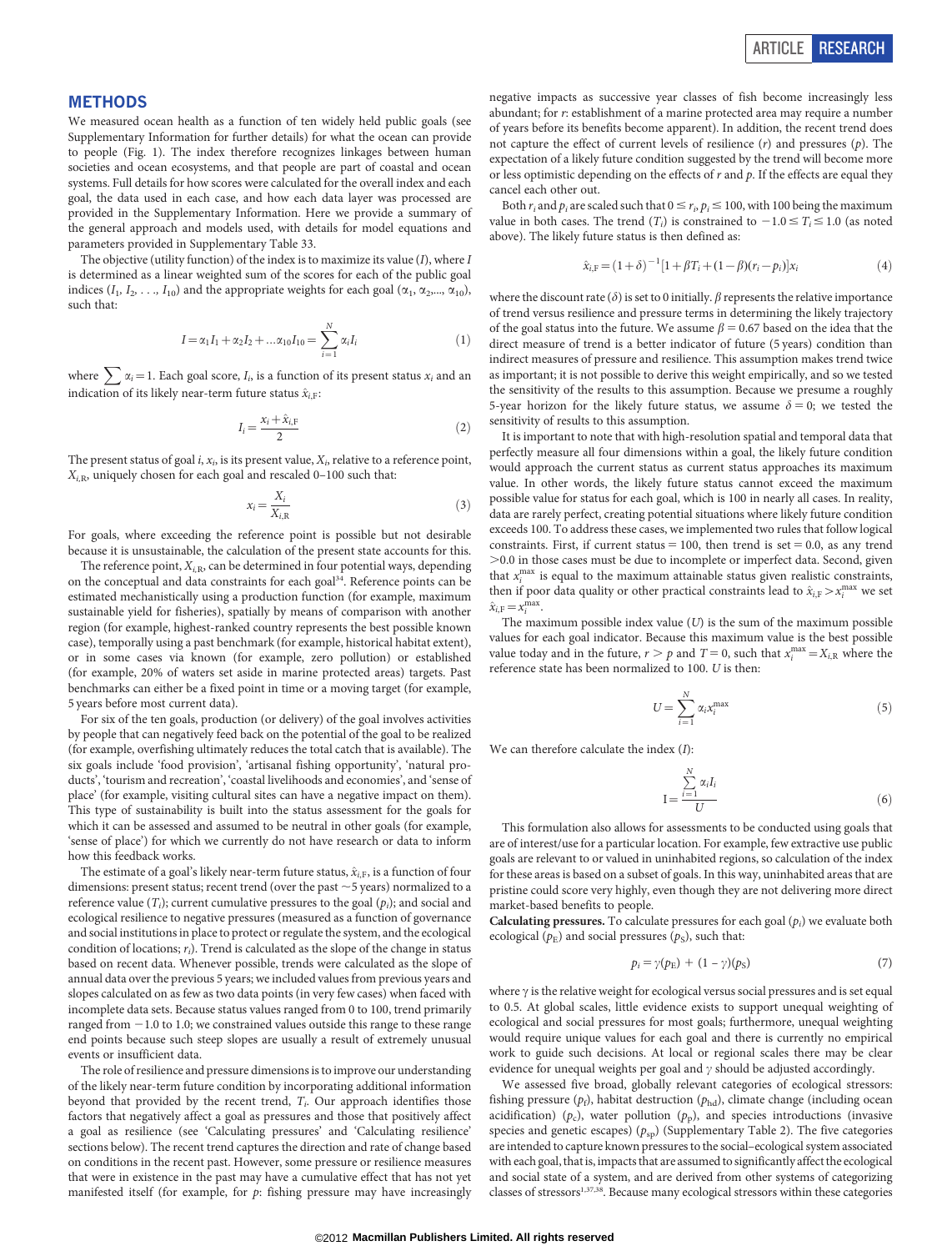## METHODS

We measured ocean health as a function of ten widely held public goals (see Supplementary Information for further details) for what the ocean can provide to people (Fig. 1). The index therefore recognizes linkages between human societies and ocean ecosystems, and that people are part of coastal and ocean systems. Full details for how scores were calculated for the overall index and each goal, the data used in each case, and how each data layer was processed are provided in the Supplementary Information. Here we provide a summary of the general approach and models used, with details for model equations and parameters provided in Supplementary Table 33.

The objective (utility function) of the index is to maximize its value ($I$), where $I$ is determined as a linear weighted sum of the scores for each of the public goal indices ($I_1, I_2, \ldots, I_{10}$) and the appropriate weights for each goal ($\alpha_1, \alpha_2, \ldots, \alpha_{10}$), such that:

$$I = \alpha_1 I_1 + \alpha_2 I_2 + \ldots \alpha_{10} I_{10} = \sum_{i=1}^{N} \alpha_i I_i \quad (1)$$

where $\sum \alpha_i = 1$. Each goal score, $I_i$, is a function of its present status $x_i$ and an indication of its likely near-term future status $\hat{x}_{i,\mathrm{F}}$:

$$I_i = \frac{x_i + \hat{x}_{i,\mathrm{F}}}{2} \quad (2)$$

The present status of goal $i$, $x_i$, is its present value, $X_i$, relative to a reference point, $X_{i,\mathrm{R}}$, uniquely chosen for each goal and rescaled 0–100 such that:

$$x_i = \frac{X_i}{X_{i,\mathrm{R}}} \quad (3)$$

For goals, where exceeding the reference point is possible but not desirable because it is unsustainable, the calculation of the present state accounts for this.

The reference point, $X_{i,\mathrm{R}}$, can be determined in four potential ways, depending on the conceptual and data constraints for each goal[34]. Reference points can be estimated mechanistically using a production function (for example, maximum sustainable yield for fisheries), spatially by means of comparison with another region (for example, highest-ranked country represents the best possible known case), temporally using a past benchmark (for example, historical habitat extent), or in some cases via known (for example, zero pollution) or established (for example, 20% of waters set aside in marine protected areas) targets. Past benchmarks can either be a fixed point in time or a moving target (for example, 5 years before most current data).

For six of the ten goals, production (or delivery) of the goal involves activities by people that can negatively feed back on the potential of the goal to be realized (for example, overfishing ultimately reduces the total catch that is available). The six goals include 'food provision', 'artisanal fishing opportunity', 'natural products', 'tourism and recreation', 'coastal livelihoods and economies', and 'sense of place' (for example, visiting cultural sites can have a negative impact on them). This type of sustainability is built into the status assessment for the goals for which it can be assessed and assumed to be neutral in other goals (for example, 'sense of place') for which we currently do not have research or data to inform how this feedback works.

The estimate of a goal's likely near-term future status, $\hat{x}_{i,\mathrm{F}}$, is a function of four dimensions: present status; recent trend (over the past ~5 years) normalized to a reference value ($T_i$); current cumulative pressures to the goal ($p_i$); and social and ecological resilience to negative pressures (measured as a function of governance and social institutions in place to protect or regulate the system, and the ecological condition of locations; $r_i$). Trend is calculated as the slope of the change in status based on recent data. Whenever possible, trends were calculated as the slope of annual data over the previous 5 years; we included values from previous years and slopes calculated on as few as two data points (in very few cases) when faced with incomplete data sets. Because status values ranged from 0 to 100, trend primarily ranged from −1.0 to 1.0; we constrained values outside this range to these range end points because such steep slopes are usually a result of extremely unusual events or insufficient data.

The role of resilience and pressure dimensions is to improve our understanding of the likely near-term future condition by incorporating additional information beyond that provided by the recent trend, $T_i$. Our approach identifies those factors that negatively affect a goal as pressures and those that positively affect a goal as resilience (see 'Calculating pressures' and 'Calculating resilience' sections below). The recent trend captures the direction and rate of change based on conditions in the recent past. However, some pressure or resilience measures that were in existence in the past may have a cumulative effect that has not yet manifested itself (for example, for $p$: fishing pressure may have increasingly negative impacts as successive year classes of fish become increasingly less abundant; for $r$: establishment of a marine protected area may require a number of years before its benefits become apparent). In addition, the recent trend does not capture the effect of current levels of resilience ($r$) and pressures ($p$). The expectation of a likely future condition suggested by the trend will become more or less optimistic depending on the effects of $r$ and $p$. If the effects are equal they cancel each other out.

Both $r_i$ and $p_i$ are scaled such that $0 \leq r_i, p_i \leq 100$, with 100 being the maximum value in both cases. The trend ($T_i$) is constrained to $-1.0 \leq T_i \leq 1.0$ (as noted above). The likely future status is then defined as:

$$\hat{x}_{i,\mathrm{F}} = (1+\delta)^{-1}[1 + \beta T_i + (1-\beta)(r_i - p_i)]x_i \quad (4)$$

where the discount rate ($\delta$) is set to 0 initially. $\beta$ represents the relative importance of trend versus resilience and pressure terms in determining the likely trajectory of the goal status into the future. We assume $\beta = 0.67$ based on the idea that the direct measure of trend is a better indicator of future (5 years) condition than indirect measures of pressure and resilience. This assumption makes trend twice as important; it is not possible to derive this weight empirically, and so we tested the sensitivity of the results to this assumption. Because we presume a roughly 5-year horizon for the likely future status, we assume $\delta = 0$; we tested the sensitivity of results to this assumption.

It is important to note that with high-resolution spatial and temporal data that perfectly measure all four dimensions within a goal, the likely future condition would approach the current status as current status approaches its maximum value. In other words, the likely future status cannot exceed the maximum possible value for status for each goal, which is 100 in nearly all cases. In reality, data are rarely perfect, creating potential situations where likely future condition exceeds 100. To address these cases, we implemented two rules that follow logical constraints. First, if current status = 100, then trend is set = 0.0, as any trend >0.0 in those cases must be due to incomplete or imperfect data. Second, given that $x_i^{\max}$ is equal to the maximum attainable status given realistic constraints, then if poor data quality or other practical constraints lead to $\hat{x}_{i,\mathrm{F}} > x_i^{\max}$ we set $\hat{x}_{i,\mathrm{F}} = x_i^{\max}$.

The maximum possible index value ($U$) is the sum of the maximum possible values for each goal indicator. Because this maximum value is the best possible value today and in the future, $r > p$ and $T = 0$, such that $x_i^{\max} = X_{i,\mathrm{R}}$ where the reference state has been normalized to 100. $U$ is then:

$$U = \sum_{i=1}^{N} \alpha_i x_i^{\max} \quad (5)$$

We can therefore calculate the index ($I$):

$$\mathrm{I} = \frac{\sum_{i=1}^{N} \alpha_i I_i}{U} \quad (6)$$

This formulation also allows for assessments to be conducted using goals that are of interest/use for a particular location. For example, few extractive use public goals are relevant to or valued in uninhabited regions, so calculation of the index for these areas is based on a subset of goals. In this way, uninhabited areas that are pristine could score very highly, even though they are not delivering more direct market-based benefits to people.

**Calculating pressures.** To calculate pressures for each goal ($p_i$) we evaluate both ecological ($p_\mathrm{E}$) and social pressures ($p_\mathrm{S}$), such that:

$$p_i = \gamma(p_\mathrm{E}) + (1-\gamma)(p_\mathrm{S}) \quad (7)$$

where $\gamma$ is the relative weight for ecological versus social pressures and is set equal to 0.5. At global scales, little evidence exists to support unequal weighting of ecological and social pressures for most goals; furthermore, unequal weighting would require unique values for each goal and there is currently no empirical work to guide such decisions. At local or regional scales there may be clear evidence for unequal weights per goal and $\gamma$ should be adjusted accordingly.

We assessed five broad, globally relevant categories of ecological stressors: fishing pressure ($p_\mathrm{f}$), habitat destruction ($p_\mathrm{hd}$), climate change (including ocean acidification) ($p_\mathrm{c}$), water pollution ($p_\mathrm{p}$), and species introductions (invasive species and genetic escapes) ($p_\mathrm{sp}$) (Supplementary Table 2). The five categories are intended to capture known pressures to the social–ecological system associated with each goal, that is, impacts that are assumed to significantly affect the ecological and social state of a system, and are derived from other systems of categorizing classes of stressors[1,37,38]. Because many ecological stressors within these categories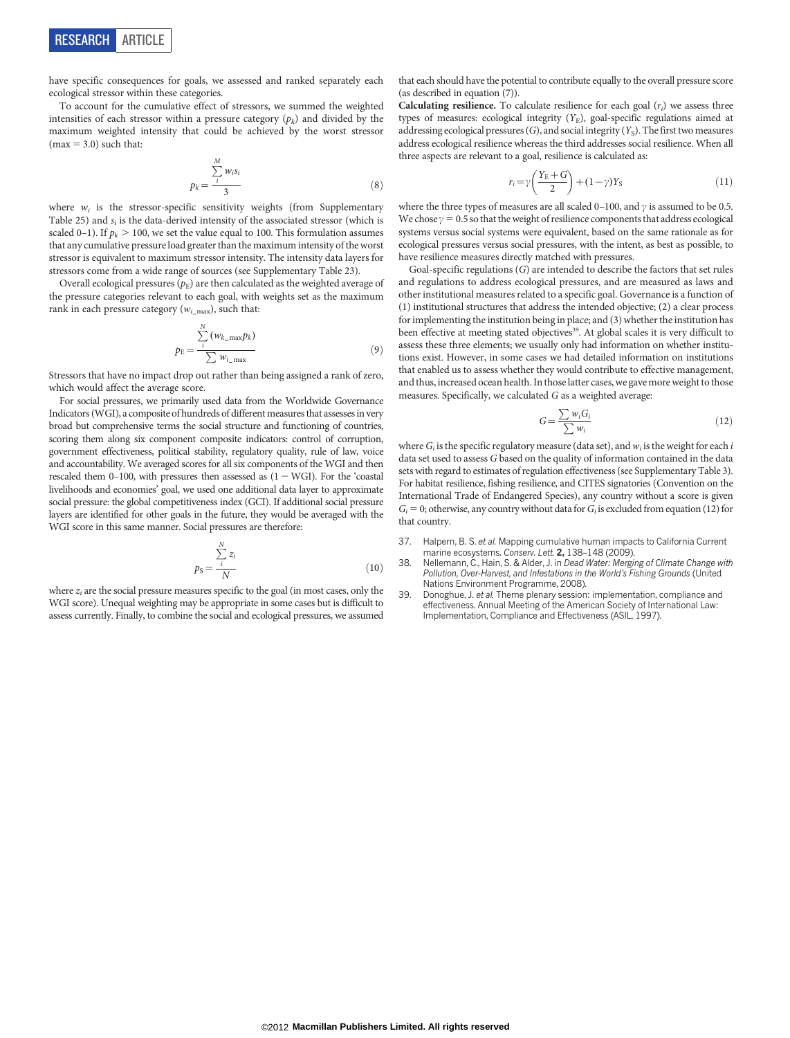have specific consequences for goals, we assessed and ranked separately each ecological stressor within these categories.

To account for the cumulative effect of stressors, we summed the weighted intensities of each stressor within a pressure category ($p_k$) and divided by the maximum weighted intensity that could be achieved by the worst stressor (max = 3.0) such that:

$$p_k = \frac{\sum_i^M w_i s_i}{3} \tag{8}$$

where $w_i$ is the stressor-specific sensitivity weights (from Supplementary Table 25) and $s_i$ is the data-derived intensity of the associated stressor (which is scaled 0–1). If $p_k > 100$, we set the value equal to 100. This formulation assumes that any cumulative pressure load greater than the maximum intensity of the worst stressor is equivalent to maximum stressor intensity. The intensity data layers for stressors come from a wide range of sources (see Supplementary Table 23).

Overall ecological pressures ($p_E$) are then calculated as the weighted average of the pressure categories relevant to each goal, with weights set as the maximum rank in each pressure category ($w_{i\_max}$), such that:

$$p_E = \frac{\sum_i^N (w_{k\_max} p_k)}{\sum w_{i\_max}} \tag{9}$$

Stressors that have no impact drop out rather than being assigned a rank of zero, which would affect the average score.

For social pressures, we primarily used data from the Worldwide Governance Indicators (WGI), a composite of hundreds of different measures that assesses in very broad but comprehensive terms the social structure and functioning of countries, scoring them along six component composite indicators: control of corruption, government effectiveness, political stability, regulatory quality, rule of law, voice and accountability. We averaged scores for all six components of the WGI and then rescaled them 0–100, with pressures then assessed as (1 − WGI). For the 'coastal livelihoods and economies' goal, we used one additional data layer to approximate social pressure: the global competitiveness index (GCI). If additional social pressure layers are identified for other goals in the future, they would be averaged with the WGI score in this same manner. Social pressures are therefore:

$$p_S = \frac{\sum_i^N z_i}{N} \tag{10}$$

where $z_i$ are the social pressure measures specific to the goal (in most cases, only the WGI score). Unequal weighting may be appropriate in some cases but is difficult to assess currently. Finally, to combine the social and ecological pressures, we assumed that each should have the potential to contribute equally to the overall pressure score (as described in equation (7)).

**Calculating resilience.** To calculate resilience for each goal ($r_i$) we assess three types of measures: ecological integrity ($Y_E$), goal-specific regulations aimed at addressing ecological pressures ($G$), and social integrity ($Y_S$). The first two measures address ecological resilience whereas the third addresses social resilience. When all three aspects are relevant to a goal, resilience is calculated as:

$$r_i = \gamma\left(\frac{Y_E + G}{2}\right) + (1-\gamma)Y_S \tag{11}$$

where the three types of measures are all scaled 0–100, and $\gamma$ is assumed to be 0.5. We chose $\gamma = 0.5$ so that the weight of resilience components that address ecological systems versus social systems were equivalent, based on the same rationale as for ecological pressures versus social pressures, with the intent, as best as possible, to have resilience measures directly matched with pressures.

Goal-specific regulations ($G$) are intended to describe the factors that set rules and regulations to address ecological pressures, and are measured as laws and other institutional measures related to a specific goal. Governance is a function of (1) institutional structures that address the intended objective; (2) a clear process for implementing the institution being in place; and (3) whether the institution has been effective at meeting stated objectives[39]. At global scales it is very difficult to assess these three elements; we usually only had information on whether institutions exist. However, in some cases we had detailed information on institutions that enabled us to assess whether they would contribute to effective management, and thus, increased ocean health. In those latter cases, we gave more weight to those measures. Specifically, we calculated $G$ as a weighted average:

$$G = \frac{\sum w_i G_i}{\sum w_i} \tag{12}$$

where $G_i$ is the specific regulatory measure (data set), and $w_i$ is the weight for each $i$ data set used to assess $G$ based on the quality of information contained in the data sets with regard to estimates of regulation effectiveness (see Supplementary Table 3). For habitat resilience, fishing resilience, and CITES signatories (Convention on the International Trade of Endangered Species), any country without a score is given $G_i = 0$; otherwise, any country without data for $G_i$ is excluded from equation (12) for that country.

37. Halpern, B. S. *et al.* Mapping cumulative human impacts to California Current marine ecosystems. *Conserv. Lett.* **2,** 138–148 (2009).
38. Nellemann, C., Hain, S. & Alder, J. in *Dead Water: Merging of Climate Change with Pollution, Over-Harvest, and Infestations in the World's Fishing Grounds* (United Nations Environment Programme, 2008).
39. Donoghue, J. *et al.* Theme plenary session: implementation, compliance and effectiveness. Annual Meeting of the American Society of International Law: Implementation, Compliance and Effectiveness (ASIL, 1997).